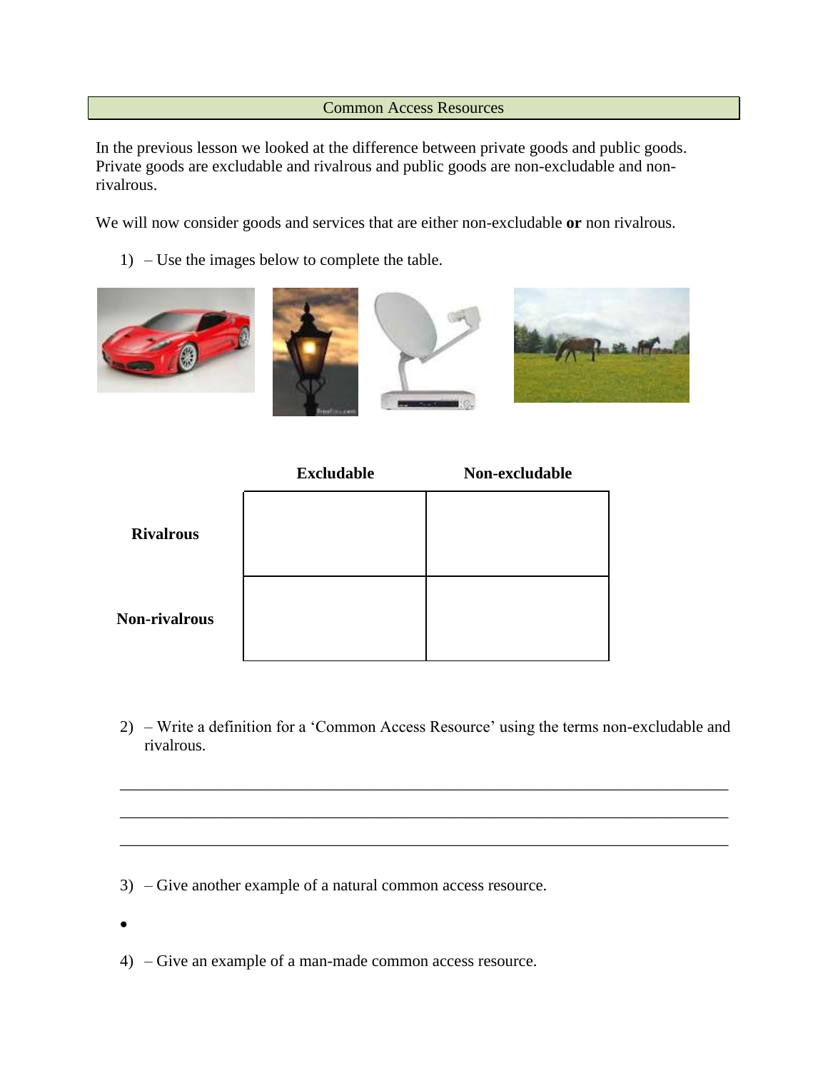# Common Access Resources

In the previous lesson we looked at the difference between private goods and public goods. Private goods are excludable and rivalrous and public goods are non-excludable and non-rivalrous.

We will now consider goods and services that are either non-excludable **or** non rivalrous.

1) – Use the images below to complete the table.

| | **Excludable** | **Non-excludable** |
|---|---|---|
| **Rivalrous** | | |
| **Non-rivalrous** | | |

2) – Write a definition for a 'Common Access Resource' using the terms non-excludable and rivalrous.

_______________________________________________________________________________
_______________________________________________________________________________
_______________________________________________________________________________

3) – Give another example of a natural common access resource.

-

4) – Give an example of a man-made common access resource.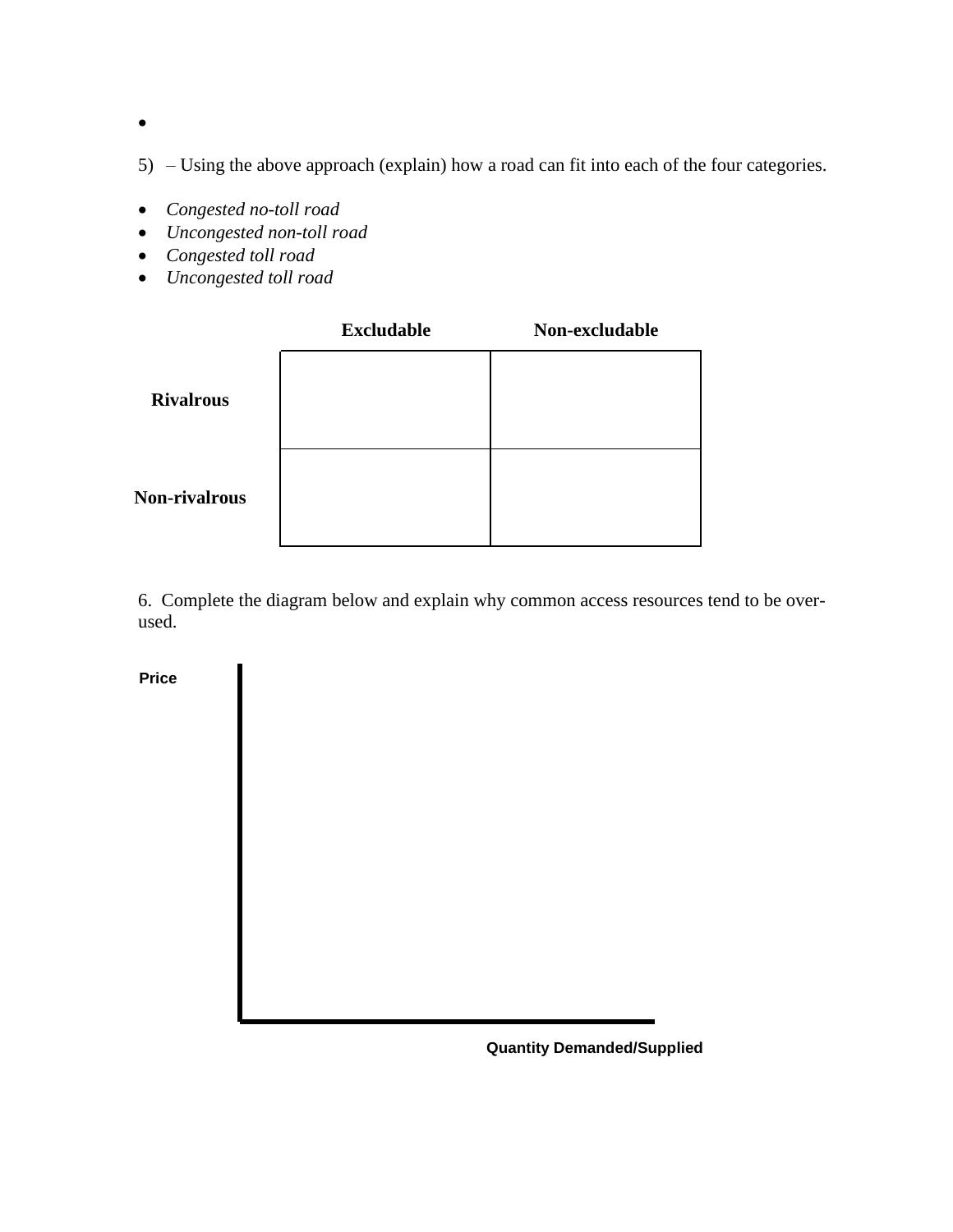- 

5) – Using the above approach (explain) how a road can fit into each of the four categories.

- *Congested no-toll road*
- *Uncongested non-toll road*
- *Congested toll road*
- *Uncongested toll road*

| | Excludable | Non-excludable |
|---|---|---|
| **Rivalrous** | | |
| **Non-rivalrous** | | |

6. Complete the diagram below and explain why common access resources tend to be over-used.

Price

Quantity Demanded/Supplied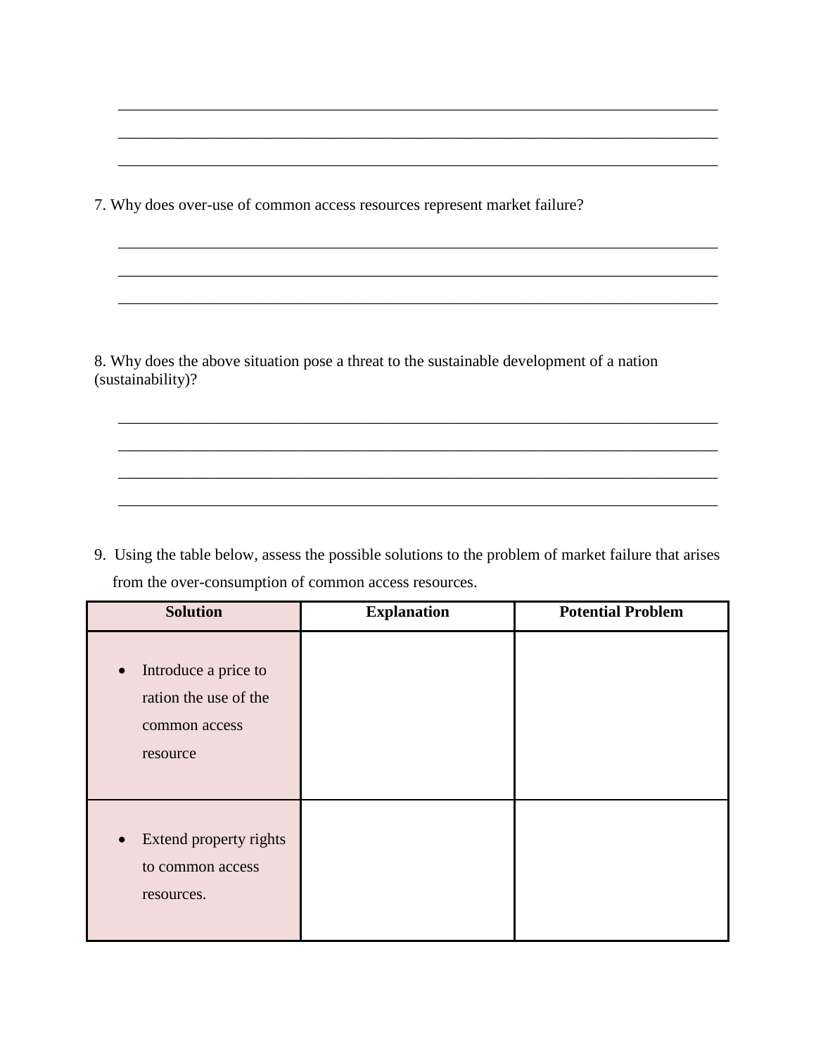\_\_\_\_\_\_\_\_\_\_\_\_\_\_\_\_\_\_\_\_\_\_\_\_\_\_\_\_\_\_\_\_\_\_\_\_\_\_\_\_\_\_\_\_\_\_\_\_\_\_\_\_\_\_\_\_\_\_\_\_\_\_\_\_\_\_\_\_\_\_\_\_\_\_\_\_

\_\_\_\_\_\_\_\_\_\_\_\_\_\_\_\_\_\_\_\_\_\_\_\_\_\_\_\_\_\_\_\_\_\_\_\_\_\_\_\_\_\_\_\_\_\_\_\_\_\_\_\_\_\_\_\_\_\_\_\_\_\_\_\_\_\_\_\_\_\_\_\_\_\_\_\_

\_\_\_\_\_\_\_\_\_\_\_\_\_\_\_\_\_\_\_\_\_\_\_\_\_\_\_\_\_\_\_\_\_\_\_\_\_\_\_\_\_\_\_\_\_\_\_\_\_\_\_\_\_\_\_\_\_\_\_\_\_\_\_\_\_\_\_\_\_\_\_\_\_\_\_\_

7. Why does over-use of common access resources represent market failure?

\_\_\_\_\_\_\_\_\_\_\_\_\_\_\_\_\_\_\_\_\_\_\_\_\_\_\_\_\_\_\_\_\_\_\_\_\_\_\_\_\_\_\_\_\_\_\_\_\_\_\_\_\_\_\_\_\_\_\_\_\_\_\_\_\_\_\_\_\_\_\_\_\_\_\_\_

\_\_\_\_\_\_\_\_\_\_\_\_\_\_\_\_\_\_\_\_\_\_\_\_\_\_\_\_\_\_\_\_\_\_\_\_\_\_\_\_\_\_\_\_\_\_\_\_\_\_\_\_\_\_\_\_\_\_\_\_\_\_\_\_\_\_\_\_\_\_\_\_\_\_\_\_

\_\_\_\_\_\_\_\_\_\_\_\_\_\_\_\_\_\_\_\_\_\_\_\_\_\_\_\_\_\_\_\_\_\_\_\_\_\_\_\_\_\_\_\_\_\_\_\_\_\_\_\_\_\_\_\_\_\_\_\_\_\_\_\_\_\_\_\_\_\_\_\_\_\_\_\_

8. Why does the above situation pose a threat to the sustainable development of a nation (sustainability)?

\_\_\_\_\_\_\_\_\_\_\_\_\_\_\_\_\_\_\_\_\_\_\_\_\_\_\_\_\_\_\_\_\_\_\_\_\_\_\_\_\_\_\_\_\_\_\_\_\_\_\_\_\_\_\_\_\_\_\_\_\_\_\_\_\_\_\_\_\_\_\_\_\_\_\_\_

\_\_\_\_\_\_\_\_\_\_\_\_\_\_\_\_\_\_\_\_\_\_\_\_\_\_\_\_\_\_\_\_\_\_\_\_\_\_\_\_\_\_\_\_\_\_\_\_\_\_\_\_\_\_\_\_\_\_\_\_\_\_\_\_\_\_\_\_\_\_\_\_\_\_\_\_

\_\_\_\_\_\_\_\_\_\_\_\_\_\_\_\_\_\_\_\_\_\_\_\_\_\_\_\_\_\_\_\_\_\_\_\_\_\_\_\_\_\_\_\_\_\_\_\_\_\_\_\_\_\_\_\_\_\_\_\_\_\_\_\_\_\_\_\_\_\_\_\_\_\_\_\_

\_\_\_\_\_\_\_\_\_\_\_\_\_\_\_\_\_\_\_\_\_\_\_\_\_\_\_\_\_\_\_\_\_\_\_\_\_\_\_\_\_\_\_\_\_\_\_\_\_\_\_\_\_\_\_\_\_\_\_\_\_\_\_\_\_\_\_\_\_\_\_\_\_\_\_\_

9. Using the table below, assess the possible solutions to the problem of market failure that arises from the over-consumption of common access resources.

| Solution | Explanation | Potential Problem |
|---|---|---|
| • Introduce a price to ration the use of the common access resource | | |
| • Extend property rights to common access resources. | | |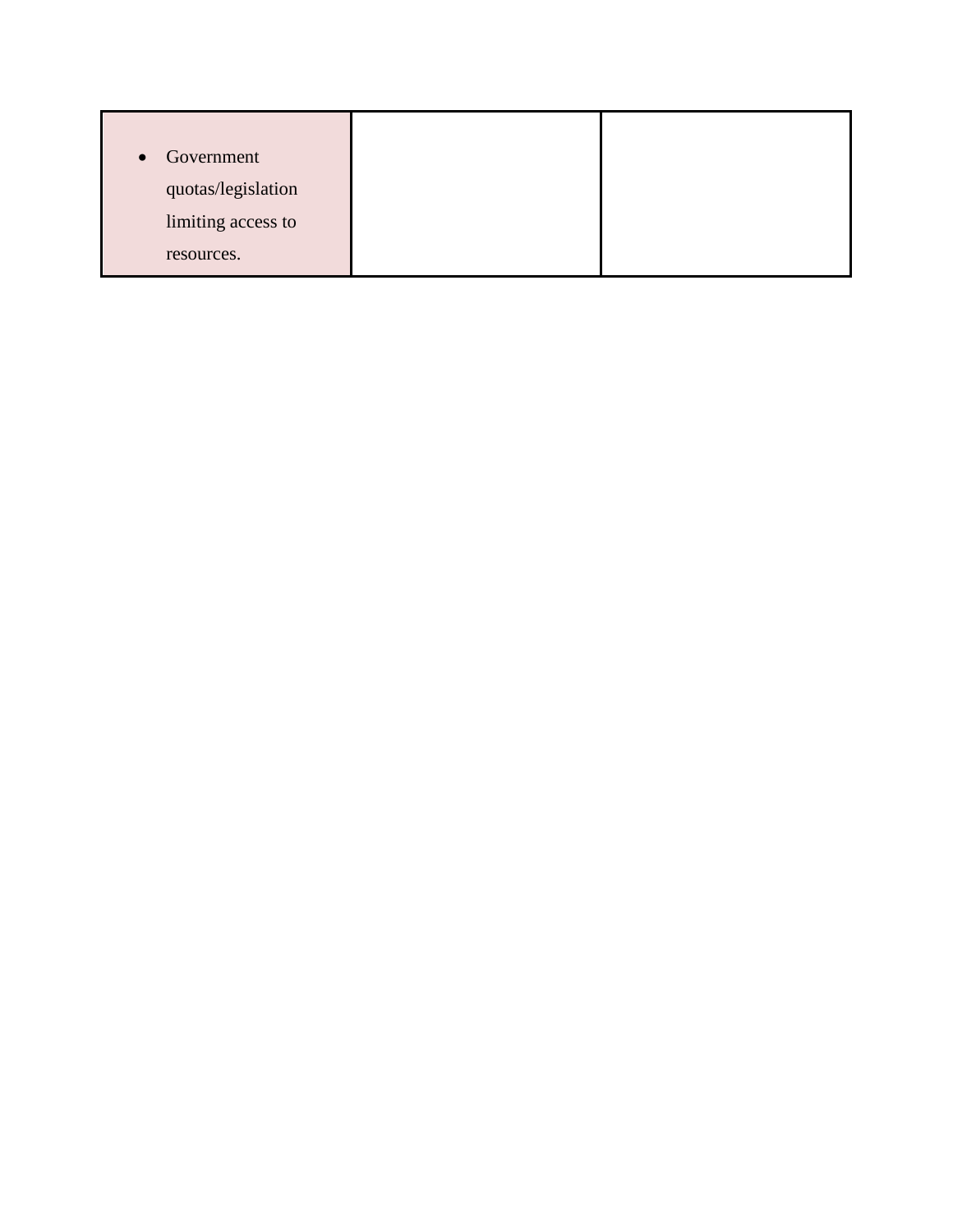| | | |
|---|---|---|
| • Government quotas/legislation limiting access to resources. | | |